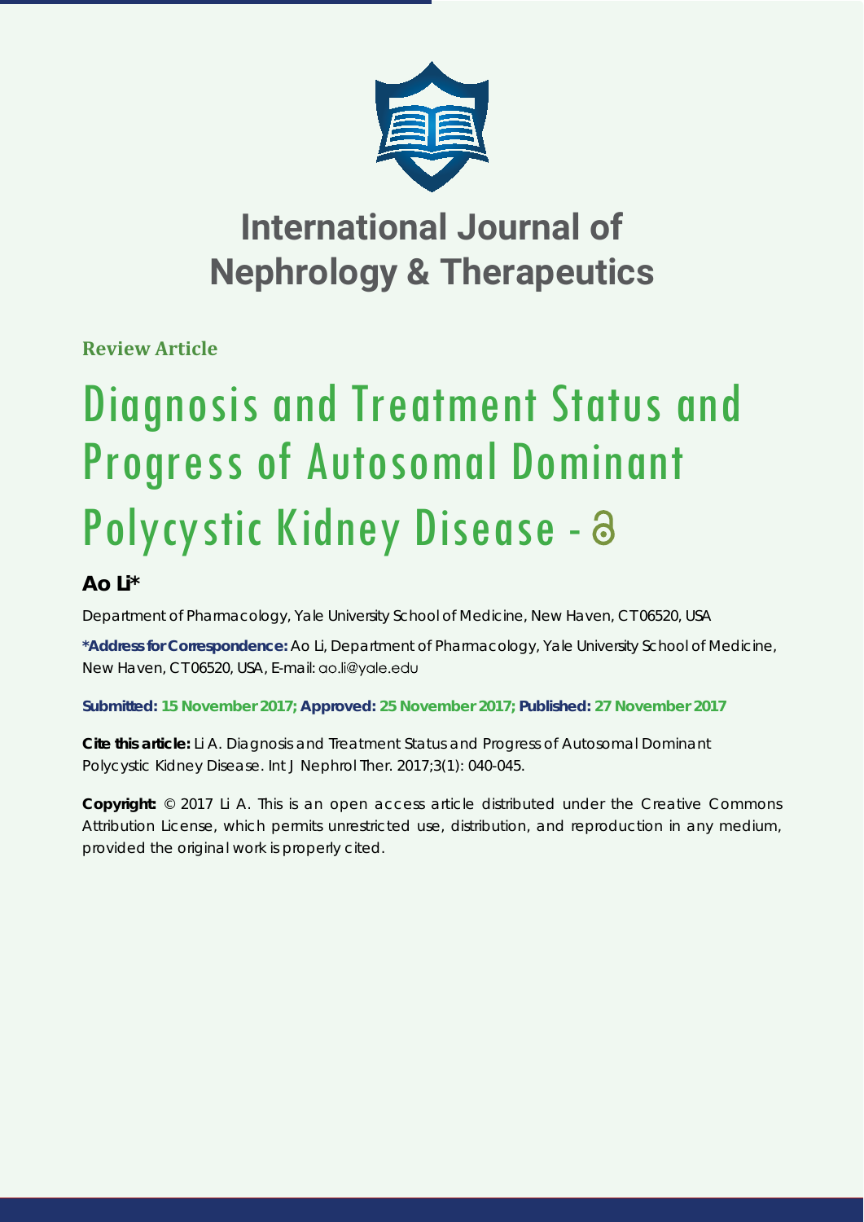# International Journal of Nephrology & Therapeutics

**Review Article**

# Diagnosis and Treatment Status and Progress of Autosomal Dominant Polycystic Kidney Disease -

**Ao Li\***

Department of Pharmacology, Yale University School of Medicine, New Haven, CT06520, USA

**\*Address for Correspondence:** Ao Li, Department of Pharmacology, Yale University School of Medicine, New Haven, CT06520, USA, E-mail: ao.li@yale.edu

**Submitted: 15 November 2017; Approved: 25 November 2017; Published: 27 November 2017**

**Cite this article:** Li A. Diagnosis and Treatment Status and Progress of Autosomal Dominant Polycystic Kidney Disease. Int J Nephrol Ther. 2017;3(1): 040-045.

**Copyright:** © 2017 Li A. This is an open access article distributed under the Creative Commons Attribution License, which permits unrestricted use, distribution, and reproduction in any medium, provided the original work is properly cited.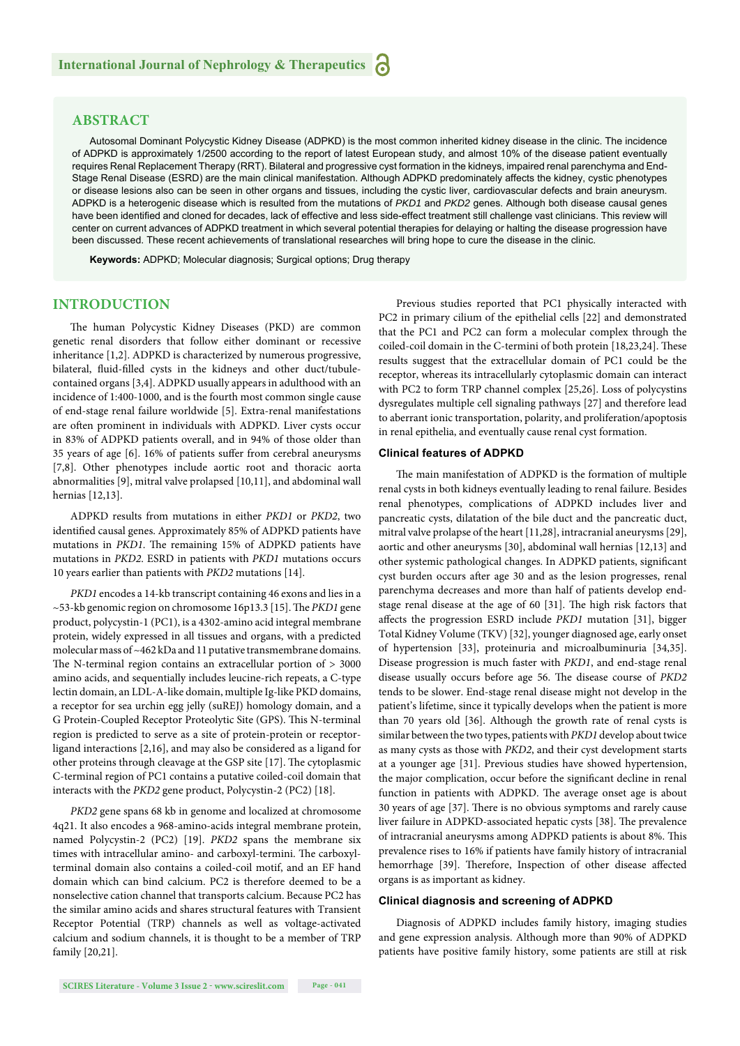## ABSTRACT

Autosomal Dominant Polycystic Kidney Disease (ADPKD) is the most common inherited kidney disease in the clinic. The incidence of ADPKD is approximately 1/2500 according to the report of latest European study, and almost 10% of the disease patient eventually requires Renal Replacement Therapy (RRT). Bilateral and progressive cyst formation in the kidneys, impaired renal parenchyma and End-Stage Renal Disease (ESRD) are the main clinical manifestation. Although ADPKD predominately affects the kidney, cystic phenotypes or disease lesions also can be seen in other organs and tissues, including the cystic liver, cardiovascular defects and brain aneurysm. ADPKD is a heterogenic disease which is resulted from the mutations of *PKD1* and *PKD2* genes. Although both disease causal genes have been identified and cloned for decades, lack of effective and less side-effect treatment still challenge vast clinicians. This review will center on current advances of ADPKD treatment in which several potential therapies for delaying or halting the disease progression have been discussed. These recent achievements of translational researches will bring hope to cure the disease in the clinic.

**Keywords:** ADPKD; Molecular diagnosis; Surgical options; Drug therapy

## INTRODUCTION

The human Polycystic Kidney Diseases (PKD) are common genetic renal disorders that follow either dominant or recessive inheritance [1,2]. ADPKD is characterized by numerous progressive, bilateral, fluid-filled cysts in the kidneys and other duct/tubule-contained organs [3,4]. ADPKD usually appears in adulthood with an incidence of 1:400-1000, and is the fourth most common single cause of end-stage renal failure worldwide [5]. Extra-renal manifestations are often prominent in individuals with ADPKD. Liver cysts occur in 83% of ADPKD patients overall, and in 94% of those older than 35 years of age [6]. 16% of patients suffer from cerebral aneurysms [7,8]. Other phenotypes include aortic root and thoracic aorta abnormalities [9], mitral valve prolapsed [10,11], and abdominal wall hernias [12,13].

ADPKD results from mutations in either *PKD1* or *PKD2*, two identified causal genes. Approximately 85% of ADPKD patients have mutations in *PKD1*. The remaining 15% of ADPKD patients have mutations in *PKD2*. ESRD in patients with *PKD1* mutations occurs 10 years earlier than patients with *PKD2* mutations [14].

*PKD1* encodes a 14-kb transcript containing 46 exons and lies in a ~53-kb genomic region on chromosome 16p13.3 [15]. The *PKD1* gene product, polycystin-1 (PC1), is a 4302-amino acid integral membrane protein, widely expressed in all tissues and organs, with a predicted molecular mass of ~462 kDa and 11 putative transmembrane domains. The N-terminal region contains an extracellular portion of > 3000 amino acids, and sequentially includes leucine-rich repeats, a C-type lectin domain, an LDL-A-like domain, multiple Ig-like PKD domains, a receptor for sea urchin egg jelly (suREJ) homology domain, and a G Protein-Coupled Receptor Proteolytic Site (GPS). This N-terminal region is predicted to serve as a site of protein-protein or receptor-ligand interactions [2,16], and may also be considered as a ligand for other proteins through cleavage at the GSP site [17]. The cytoplasmic C-terminal region of PC1 contains a putative coiled-coil domain that interacts with the *PKD2* gene product, Polycystin-2 (PC2) [18].

*PKD2* gene spans 68 kb in genome and localized at chromosome 4q21. It also encodes a 968-amino-acids integral membrane protein, named Polycystin-2 (PC2) [19]. *PKD2* spans the membrane six times with intracellular amino- and carboxyl-termini. The carboxyl-terminal domain also contains a coiled-coil motif, and an EF hand domain which can bind calcium. PC2 is therefore deemed to be a nonselective cation channel that transports calcium. Because PC2 has the similar amino acids and shares structural features with Transient Receptor Potential (TRP) channels as well as voltage-activated calcium and sodium channels, it is thought to be a member of TRP family [20,21].

Previous studies reported that PC1 physically interacted with PC2 in primary cilium of the epithelial cells [22] and demonstrated that the PC1 and PC2 can form a molecular complex through the coiled-coil domain in the C-termini of both protein [18,23,24]. These results suggest that the extracellular domain of PC1 could be the receptor, whereas its intracellularly cytoplasmic domain can interact with PC2 to form TRP channel complex [25,26]. Loss of polycystins dysregulates multiple cell signaling pathways [27] and therefore lead to aberrant ionic transportation, polarity, and proliferation/apoptosis in renal epithelia, and eventually cause renal cyst formation.

### Clinical features of ADPKD

The main manifestation of ADPKD is the formation of multiple renal cysts in both kidneys eventually leading to renal failure. Besides renal phenotypes, complications of ADPKD includes liver and pancreatic cysts, dilatation of the bile duct and the pancreatic duct, mitral valve prolapse of the heart [11,28], intracranial aneurysms [29], aortic and other aneurysms [30], abdominal wall hernias [12,13] and other systemic pathological changes. In ADPKD patients, significant cyst burden occurs after age 30 and as the lesion progresses, renal parenchyma decreases and more than half of patients develop end-stage renal disease at the age of 60 [31]. The high risk factors that affects the progression ESRD include *PKD1* mutation [31], bigger Total Kidney Volume (TKV) [32], younger diagnosed age, early onset of hypertension [33], proteinuria and microalbuminuria [34,35]. Disease progression is much faster with *PKD1*, and end-stage renal disease usually occurs before age 56. The disease course of *PKD2* tends to be slower. End-stage renal disease might not develop in the patient's lifetime, since it typically develops when the patient is more than 70 years old [36]. Although the growth rate of renal cysts is similar between the two types, patients with *PKD1* develop about twice as many cysts as those with *PKD2*, and their cyst development starts at a younger age [31]. Previous studies have showed hypertension, the major complication, occur before the significant decline in renal function in patients with ADPKD. The average onset age is about 30 years of age [37]. There is no obvious symptoms and rarely cause liver failure in ADPKD-associated hepatic cysts [38]. The prevalence of intracranial aneurysms among ADPKD patients is about 8%. This prevalence rises to 16% if patients have family history of intracranial hemorrhage [39]. Therefore, Inspection of other disease affected organs is as important as kidney.

### Clinical diagnosis and screening of ADPKD

Diagnosis of ADPKD includes family history, imaging studies and gene expression analysis. Although more than 90% of ADPKD patients have positive family history, some patients are still at risk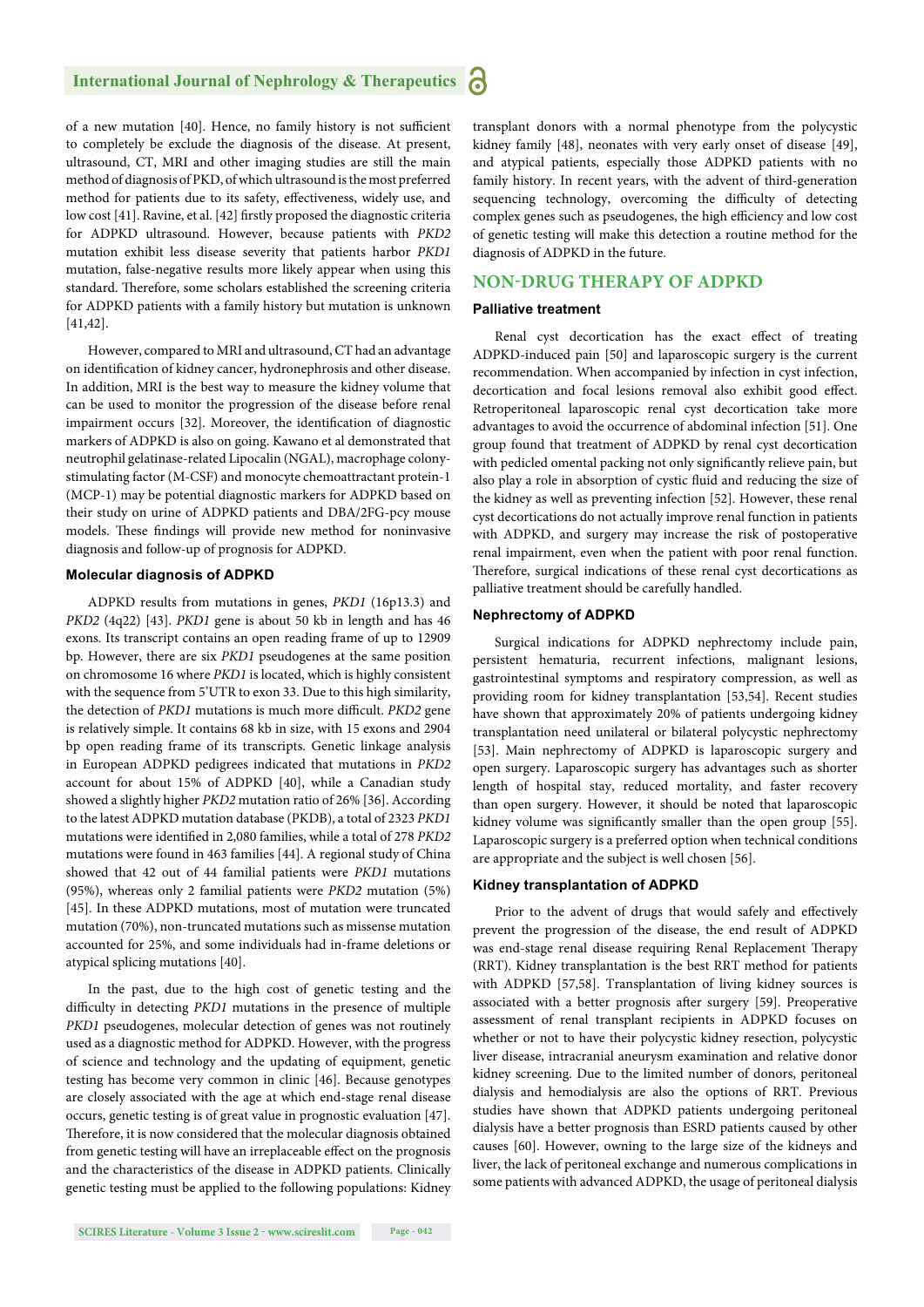of a new mutation [40]. Hence, no family history is not sufficient to completely be exclude the diagnosis of the disease. At present, ultrasound, CT, MRI and other imaging studies are still the main method of diagnosis of PKD, of which ultrasound is the most preferred method for patients due to its safety, effectiveness, widely use, and low cost [41]. Ravine, et al. [42] firstly proposed the diagnostic criteria for ADPKD ultrasound. However, because patients with *PKD2* mutation exhibit less disease severity that patients harbor *PKD1* mutation, false-negative results more likely appear when using this standard. Therefore, some scholars established the screening criteria for ADPKD patients with a family history but mutation is unknown [41,42].

However, compared to MRI and ultrasound, CT had an advantage on identification of kidney cancer, hydronephrosis and other disease. In addition, MRI is the best way to measure the kidney volume that can be used to monitor the progression of the disease before renal impairment occurs [32]. Moreover, the identification of diagnostic markers of ADPKD is also on going. Kawano et al demonstrated that neutrophil gelatinase-related Lipocalin (NGAL), macrophage colony-stimulating factor (M-CSF) and monocyte chemoattractant protein-1 (MCP-1) may be potential diagnostic markers for ADPKD based on their study on urine of ADPKD patients and DBA/2FG-pcy mouse models. These findings will provide new method for noninvasive diagnosis and follow-up of prognosis for ADPKD.

### Molecular diagnosis of ADPKD

ADPKD results from mutations in genes, *PKD1* (16p13.3) and *PKD2* (4q22) [43]. *PKD1* gene is about 50 kb in length and has 46 exons. Its transcript contains an open reading frame of up to 12909 bp. However, there are six *PKD1* pseudogenes at the same position on chromosome 16 where *PKD1* is located, which is highly consistent with the sequence from 5'UTR to exon 33. Due to this high similarity, the detection of *PKD1* mutations is much more difficult. *PKD2* gene is relatively simple. It contains 68 kb in size, with 15 exons and 2904 bp open reading frame of its transcripts. Genetic linkage analysis in European ADPKD pedigrees indicated that mutations in *PKD2* account for about 15% of ADPKD [40], while a Canadian study showed a slightly higher *PKD2* mutation ratio of 26% [36]. According to the latest ADPKD mutation database (PKDB), a total of 2323 *PKD1* mutations were identified in 2,080 families, while a total of 278 *PKD2* mutations were found in 463 families [44]. A regional study of China showed that 42 out of 44 familial patients were *PKD1* mutations (95%), whereas only 2 familial patients were *PKD2* mutation (5%) [45]. In these ADPKD mutations, most of mutation were truncated mutation (70%), non-truncated mutations such as missense mutation accounted for 25%, and some individuals had in-frame deletions or atypical splicing mutations [40].

In the past, due to the high cost of genetic testing and the difficulty in detecting *PKD1* mutations in the presence of multiple *PKD1* pseudogenes, molecular detection of genes was not routinely used as a diagnostic method for ADPKD. However, with the progress of science and technology and the updating of equipment, genetic testing has become very common in clinic [46]. Because genotypes are closely associated with the age at which end-stage renal disease occurs, genetic testing is of great value in prognostic evaluation [47]. Therefore, it is now considered that the molecular diagnosis obtained from genetic testing will have an irreplaceable effect on the prognosis and the characteristics of the disease in ADPKD patients. Clinically genetic testing must be applied to the following populations: Kidney transplant donors with a normal phenotype from the polycystic kidney family [48], neonates with very early onset of disease [49], and atypical patients, especially those ADPKD patients with no family history. In recent years, with the advent of third-generation sequencing technology, overcoming the difficulty of detecting complex genes such as pseudogenes, the high efficiency and low cost of genetic testing will make this detection a routine method for the diagnosis of ADPKD in the future.

## NON-DRUG THERAPY OF ADPKD

### Palliative treatment

Renal cyst decortication has the exact effect of treating ADPKD-induced pain [50] and laparoscopic surgery is the current recommendation. When accompanied by infection in cyst infection, decortication and focal lesions removal also exhibit good effect. Retroperitoneal laparoscopic renal cyst decortication take more advantages to avoid the occurrence of abdominal infection [51]. One group found that treatment of ADPKD by renal cyst decortication with pedicled omental packing not only significantly relieve pain, but also play a role in absorption of cystic fluid and reducing the size of the kidney as well as preventing infection [52]. However, these renal cyst decortications do not actually improve renal function in patients with ADPKD, and surgery may increase the risk of postoperative renal impairment, even when the patient with poor renal function. Therefore, surgical indications of these renal cyst decortications as palliative treatment should be carefully handled.

### Nephrectomy of ADPKD

Surgical indications for ADPKD nephrectomy include pain, persistent hematuria, recurrent infections, malignant lesions, gastrointestinal symptoms and respiratory compression, as well as providing room for kidney transplantation [53,54]. Recent studies have shown that approximately 20% of patients undergoing kidney transplantation need unilateral or bilateral polycystic nephrectomy [53]. Main nephrectomy of ADPKD is laparoscopic surgery and open surgery. Laparoscopic surgery has advantages such as shorter length of hospital stay, reduced mortality, and faster recovery than open surgery. However, it should be noted that laparoscopic kidney volume was significantly smaller than the open group [55]. Laparoscopic surgery is a preferred option when technical conditions are appropriate and the subject is well chosen [56].

### Kidney transplantation of ADPKD

Prior to the advent of drugs that would safely and effectively prevent the progression of the disease, the end result of ADPKD was end-stage renal disease requiring Renal Replacement Therapy (RRT). Kidney transplantation is the best RRT method for patients with ADPKD [57,58]. Transplantation of living kidney sources is associated with a better prognosis after surgery [59]. Preoperative assessment of renal transplant recipients in ADPKD focuses on whether or not to have their polycystic kidney resection, polycystic liver disease, intracranial aneurysm examination and relative donor kidney screening. Due to the limited number of donors, peritoneal dialysis and hemodialysis are also the options of RRT. Previous studies have shown that ADPKD patients undergoing peritoneal dialysis have a better prognosis than ESRD patients caused by other causes [60]. However, owning to the large size of the kidneys and liver, the lack of peritoneal exchange and numerous complications in some patients with advanced ADPKD, the usage of peritoneal dialysis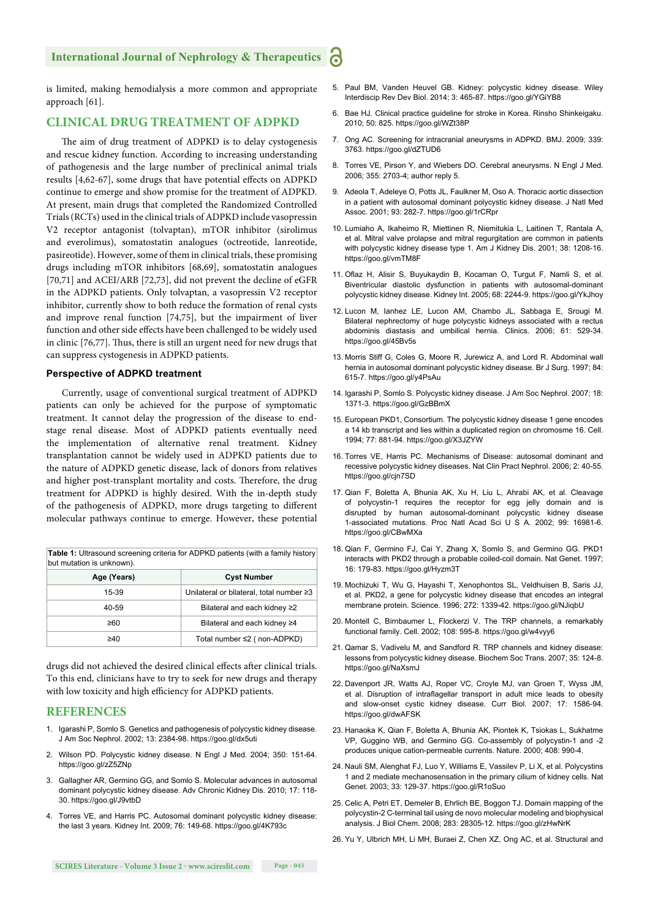is limited, making hemodialysis a more common and appropriate approach [61].

## CLINICAL DRUG TREATMENT OF ADPKD

The aim of drug treatment of ADPKD is to delay cystogenesis and rescue kidney function. According to increasing understanding of pathogenesis and the large number of preclinical animal trials results [4,62-67], some drugs that have potential effects on ADPKD continue to emerge and show promise for the treatment of ADPKD. At present, main drugs that completed the Randomized Controlled Trials (RCTs) used in the clinical trials of ADPKD include vasopressin V2 receptor antagonist (tolvaptan), mTOR inhibitor (sirolimus and everolimus), somatostatin analogues (octreotide, lanreotide, pasireotide). However, some of them in clinical trials, these promising drugs including mTOR inhibitors [68,69], somatostatin analogues [70,71] and ACEI/ARB [72,73], did not prevent the decline of eGFR in the ADPKD patients. Only tolvaptan, a vasopressin V2 receptor inhibitor, currently show to both reduce the formation of renal cysts and improve renal function [74,75], but the impairment of liver function and other side effects have been challenged to be widely used in clinic [76,77]. Thus, there is still an urgent need for new drugs that can suppress cystogenesis in ADPKD patients.

### Perspective of ADPKD treatment

Currently, usage of conventional surgical treatment of ADPKD patients can only be achieved for the purpose of symptomatic treatment. It cannot delay the progression of the disease to end-stage renal disease. Most of ADPKD patients eventually need the implementation of alternative renal treatment. Kidney transplantation cannot be widely used in ADPKD patients due to the nature of ADPKD genetic disease, lack of donors from relatives and higher post-transplant mortality and costs. Therefore, the drug treatment for ADPKD is highly desired. With the in-depth study of the pathogenesis of ADPKD, more drugs targeting to different molecular pathways continue to emerge. However, these potential drugs did not achieved the desired clinical effects after clinical trials. To this end, clinicians have to try to seek for new drugs and therapy with low toxicity and high efficiency for ADPKD patients.

**Table 1:** Ultrasound screening criteria for ADPKD patients (with a family history but mutation is unknown).

| Age (Years) | Cyst Number |
|---|---|
| 15-39 | Unilateral or bilateral, total number ≥3 |
| 40-59 | Bilateral and each kidney ≥2 |
| ≥60 | Bilateral and each kidney ≥4 |
| ≥40 | Total number ≤2 ( non-ADPKD) |

## REFERENCES

1. Igarashi P, Somlo S. Genetics and pathogenesis of polycystic kidney disease. J Am Soc Nephrol. 2002; 13: 2384-98. https://goo.gl/dx5uti
2. Wilson PD. Polycystic kidney disease. N Engl J Med. 2004; 350: 151-64. https://goo.gl/zZ5ZNp
3. Gallagher AR, Germino GG, and Somlo S. Molecular advances in autosomal dominant polycystic kidney disease. Adv Chronic Kidney Dis. 2010; 17: 118-30. https://goo.gl/J9vtbD
4. Torres VE, and Harris PC. Autosomal dominant polycystic kidney disease: the last 3 years. Kidney Int. 2009; 76: 149-68. https://goo.gl/4K793c
5. Paul BM, Vanden Heuvel GB. Kidney: polycystic kidney disease. Wiley Interdiscip Rev Dev Biol. 2014; 3: 465-87. https://goo.gl/YGiYB8
6. Bae HJ. Clinical practice guideline for stroke in Korea. Rinsho Shinkeigaku. 2010; 50: 825. https://goo.gl/WZt38P
7. Ong AC. Screening for intracranial aneurysms in ADPKD. BMJ. 2009; 339: 3763. https://goo.gl/dZTUD6
8. Torres VE, Pirson Y, and Wiebers DO. Cerebral aneurysms. N Engl J Med. 2006; 355: 2703-4; author reply 5.
9. Adeola T, Adeleye O, Potts JL, Faulkner M, Oso A. Thoracic aortic dissection in a patient with autosomal dominant polycystic kidney disease. J Natl Med Assoc. 2001; 93: 282-7. https://goo.gl/1rCRpr
10. Lumiaho A, Ikaheimo R, Miettinen R, Niemitukia L, Laitinen T, Rantala A, et al. Mitral valve prolapse and mitral regurgitation are common in patients with polycystic kidney disease type 1. Am J Kidney Dis. 2001; 38: 1208-16. https://goo.gl/vmTM8F
11. Oflaz H, Alisir S, Buyukaydin B, Kocaman O, Turgut F, Namli S, et al. Biventricular diastolic dysfunction in patients with autosomal-dominant polycystic kidney disease. Kidney Int. 2005; 68: 2244-9. https://goo.gl/YkJhoy
12. Lucon M, Ianhez LE, Lucon AM, Chambo JL, Sabbaga E, Srougi M. Bilateral nephrectomy of huge polycystic kidneys associated with a rectus abdominis diastasis and umbilical hernia. Clinics. 2006; 61: 529-34. https://goo.gl/45Bv5s
13. Morris Stiff G, Coles G, Moore R, Jurewicz A, and Lord R. Abdominal wall hernia in autosomal dominant polycystic kidney disease. Br J Surg. 1997; 84: 615-7. https://goo.gl/y4PsAu
14. Igarashi P, Somlo S. Polycystic kidney disease. J Am Soc Nephrol. 2007; 18: 1371-3. https://goo.gl/GzBBmX
15. European PKD1, Consortium. The polycystic kidney disease 1 gene encodes a 14 kb transcript and lies within a duplicated region on chromosme 16. Cell. 1994; 77: 881-94. https://goo.gl/X3JZYW
16. Torres VE, Harris PC. Mechanisms of Disease: autosomal dominant and recessive polycystic kidney diseases. Nat Clin Pract Nephrol. 2006; 2: 40-55. https://goo.gl/cjn7SD
17. Qian F, Boletta A, Bhunia AK, Xu H, Liu L, Ahrabi AK, et al. Cleavage of polycystin-1 requires the receptor for egg jelly domain and is disrupted by human autosomal-dominant polycystic kidney disease 1-associated mutations. Proc Natl Acad Sci U S A. 2002; 99: 16981-6. https://goo.gl/CBwMXa
18. Qian F, Germino FJ, Cai Y, Zhang X, Somlo S, and Germino GG. PKD1 interacts with PKD2 through a probable coiled-coil domain. Nat Genet. 1997; 16: 179-83. https://goo.gl/Hyzm3T
19. Mochizuki T, Wu G, Hayashi T, Xenophontos SL, Veldhuisen B, Saris JJ, et al. PKD2, a gene for polycystic kidney disease that encodes an integral membrane protein. Science. 1996; 272: 1339-42. https://goo.gl/NJiqbU
20. Montell C, Birnbaumer L, Flockerzi V. The TRP channels, a remarkably functional family. Cell. 2002; 108: 595-8. https://goo.gl/w4vyy6
21. Qamar S, Vadivelu M, and Sandford R. TRP channels and kidney disease: lessons from polycystic kidney disease. Biochem Soc Trans. 2007; 35: 124-8. https://goo.gl/NaXsmJ
22. Davenport JR, Watts AJ, Roper VC, Croyle MJ, van Groen T, Wyss JM, et al. Disruption of intraflagellar transport in adult mice leads to obesity and slow-onset cystic kidney disease. Curr Biol. 2007; 17: 1586-94. https://goo.gl/dwAFSK
23. Hanaoka K, Qian F, Boletta A, Bhunia AK, Piontek K, Tsiokas L, Sukhatme VP, Guggino WB, and Germino GG. Co-assembly of polycystin-1 and -2 produces unique cation-permeable currents. Nature. 2000; 408: 990-4.
24. Nauli SM, Alenghat FJ, Luo Y, Williams E, Vassilev P, Li X, et al. Polycystins 1 and 2 mediate mechanosensation in the primary cilium of kidney cells. Nat Genet. 2003; 33: 129-37. https://goo.gl/R1oSuo
25. Celic A, Petri ET, Demeler B, Ehrlich BE, Boggon TJ. Domain mapping of the polycystin-2 C-terminal tail using de novo molecular modeling and biophysical analysis. J Biol Chem. 2008; 283: 28305-12. https://goo.gl/zHwNrK
26. Yu Y, Ulbrich MH, Li MH, Buraei Z, Chen XZ, Ong AC, et al. Structural and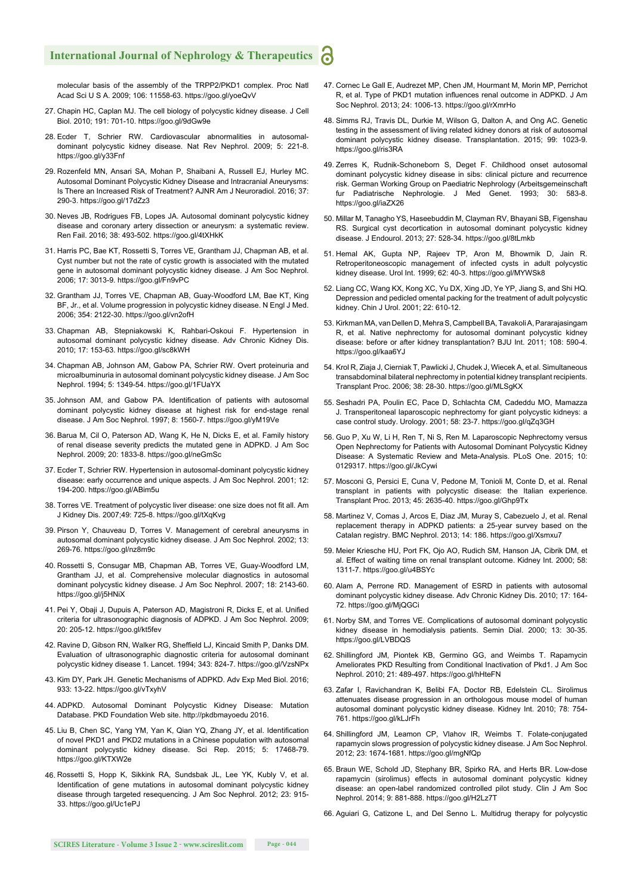molecular basis of the assembly of the TRPP2/PKD1 complex. Proc Natl Acad Sci U S A. 2009; 106: 11558-63. https://goo.gl/yoeQvV

27. Chapin HC, Caplan MJ. The cell biology of polycystic kidney disease. J Cell Biol. 2010; 191: 701-10. https://goo.gl/9dGw9e

28. Ecder T, Schrier RW. Cardiovascular abnormalities in autosomal-dominant polycystic kidney disease. Nat Rev Nephrol. 2009; 5: 221-8. https://goo.gl/y33Fnf

29. Rozenfeld MN, Ansari SA, Mohan P, Shaibani A, Russell EJ, Hurley MC. Autosomal Dominant Polycystic Kidney Disease and Intracranial Aneurysms: Is There an Increased Risk of Treatment? AJNR Am J Neuroradiol. 2016; 37: 290-3. https://goo.gl/17dZz3

30. Neves JB, Rodrigues FB, Lopes JA. Autosomal dominant polycystic kidney disease and coronary artery dissection or aneurysm: a systematic review. Ren Fail. 2016; 38: 493-502. https://goo.gl/4tXHkK

31. Harris PC, Bae KT, Rossetti S, Torres VE, Grantham JJ, Chapman AB, et al. Cyst number but not the rate of cystic growth is associated with the mutated gene in autosomal dominant polycystic kidney disease. J Am Soc Nephrol. 2006; 17: 3013-9. https://goo.gl/Fn9vPC

32. Grantham JJ, Torres VE, Chapman AB, Guay-Woodford LM, Bae KT, King BF, Jr., et al. Volume progression in polycystic kidney disease. N Engl J Med. 2006; 354: 2122-30. https://goo.gl/vn2ofH

33. Chapman AB, Stepniakowski K, Rahbari-Oskoui F. Hypertension in autosomal dominant polycystic kidney disease. Adv Chronic Kidney Dis. 2010; 17: 153-63. https://goo.gl/sc8kWH

34. Chapman AB, Johnson AM, Gabow PA, Schrier RW. Overt proteinuria and microalbuminuria in autosomal dominant polycystic kidney disease. J Am Soc Nephrol. 1994; 5: 1349-54. https://goo.gl/1FUaYX

35. Johnson AM, and Gabow PA. Identification of patients with autosomal dominant polycystic kidney disease at highest risk for end-stage renal disease. J Am Soc Nephrol. 1997; 8: 1560-7. https://goo.gl/yM19Ve

36. Barua M, Cil O, Paterson AD, Wang K, He N, Dicks E, et al. Family history of renal disease severity predicts the mutated gene in ADPKD. J Am Soc Nephrol. 2009; 20: 1833-8. https://goo.gl/neGmSc

37. Ecder T, Schrier RW. Hypertension in autosomal-dominant polycystic kidney disease: early occurrence and unique aspects. J Am Soc Nephrol. 2001; 12: 194-200. https://goo.gl/ABim5u

38. Torres VE. Treatment of polycystic liver disease: one size does not fit all. Am J Kidney Dis. 2007;49: 725-8. https://goo.gl/tXqKvg

39. Pirson Y, Chauveau D, Torres V. Management of cerebral aneurysms in autosomal dominant polycystic kidney disease. J Am Soc Nephrol. 2002; 13: 269-76. https://goo.gl/nz8m9c

40. Rossetti S, Consugar MB, Chapman AB, Torres VE, Guay-Woodford LM, Grantham JJ, et al. Comprehensive molecular diagnostics in autosomal dominant polycystic kidney disease. J Am Soc Nephrol. 2007; 18: 2143-60. https://goo.gl/j5HNiX

41. Pei Y, Obaji J, Dupuis A, Paterson AD, Magistroni R, Dicks E, et al. Unified criteria for ultrasonographic diagnosis of ADPKD. J Am Soc Nephrol. 2009; 20: 205-12. https://goo.gl/kt5fev

42. Ravine D, Gibson RN, Walker RG, Sheffield LJ, Kincaid Smith P, Danks DM. Evaluation of ultrasonographic diagnostic criteria for autosomal dominant polycystic kidney disease 1. Lancet. 1994; 343: 824-7. https://goo.gl/VzsNPx

43. Kim DY, Park JH. Genetic Mechanisms of ADPKD. Adv Exp Med Biol. 2016; 933: 13-22. https://goo.gl/vTxyhV

44. ADPKD. Autosomal Dominant Polycystic Kidney Disease: Mutation Database. PKD Foundation Web site. http://pkdbmayoedu 2016.

45. Liu B, Chen SC, Yang YM, Yan K, Qian YQ, Zhang JY, et al. Identification of novel PKD1 and PKD2 mutations in a Chinese population with autosomal dominant polycystic kidney disease. Sci Rep. 2015; 5: 17468-79. https://goo.gl/KTXW2e

46. Rossetti S, Hopp K, Sikkink RA, Sundsbak JL, Lee YK, Kubly V, et al. Identification of gene mutations in autosomal dominant polycystic kidney disease through targeted resequencing. J Am Soc Nephrol. 2012; 23: 915-33. https://goo.gl/Uc1ePJ

47. Cornec Le Gall E, Audrezet MP, Chen JM, Hourmant M, Morin MP, Perrichot R, et al. Type of PKD1 mutation influences renal outcome in ADPKD. J Am Soc Nephrol. 2013; 24: 1006-13. https://goo.gl/rXmrHo

48. Simms RJ, Travis DL, Durkie M, Wilson G, Dalton A, and Ong AC. Genetic testing in the assessment of living related kidney donors at risk of autosomal dominant polycystic kidney disease. Transplantation. 2015; 99: 1023-9. https://goo.gl/ris3RA

49. Zerres K, Rudnik-Schoneborn S, Deget F. Childhood onset autosomal dominant polycystic kidney disease in sibs: clinical picture and recurrence risk. German Working Group on Paediatric Nephrology (Arbeitsgemeinschaft fur Padiatrische Nephrologie. J Med Genet. 1993; 30: 583-8. https://goo.gl/iaZX26

50. Millar M, Tanagho YS, Haseebuddin M, Clayman RV, Bhayani SB, Figenshau RS. Surgical cyst decortication in autosomal dominant polycystic kidney disease. J Endourol. 2013; 27: 528-34. https://goo.gl/8tLmkb

51. Hemal AK, Gupta NP, Rajeev TP, Aron M, Bhowmik D, Jain R. Retroperitoneoscopic management of infected cysts in adult polycystic kidney disease. Urol Int. 1999; 62: 40-3. https://goo.gl/MYWSk8

52. Liang CC, Wang KX, Kong XC, Yu DX, Xing JD, Ye YP, Jiang S, and Shi HQ. Depression and pedicled omental packing for the treatment of adult polycystic kidney. Chin J Urol. 2001; 22: 610-12.

53. Kirkman MA, van Dellen D, Mehra S, Campbell BA, Tavakoli A, Pararajasingam R, et al. Native nephrectomy for autosomal dominant polycystic kidney disease: before or after kidney transplantation? BJU Int. 2011; 108: 590-4. https://goo.gl/kaa6YJ

54. Krol R, Ziaja J, Cierniak T, Pawlicki J, Chudek J, Wiecek A, et al. Simultaneous transabdominal bilateral nephrectomy in potential kidney transplant recipients. Transplant Proc. 2006; 38: 28-30. https://goo.gl/MLSgKX

55. Seshadri PA, Poulin EC, Pace D, Schlachta CM, Cadeddu MO, Mamazza J. Transperitoneal laparoscopic nephrectomy for giant polycystic kidneys: a case control study. Urology. 2001; 58: 23-7. https://goo.gl/qZq3GH

56. Guo P, Xu W, Li H, Ren T, Ni S, Ren M. Laparoscopic Nephrectomy versus Open Nephrectomy for Patients with Autosomal Dominant Polycystic Kidney Disease: A Systematic Review and Meta-Analysis. PLoS One. 2015; 10: 0129317. https://goo.gl/JkCywi

57. Mosconi G, Persici E, Cuna V, Pedone M, Tonioli M, Conte D, et al. Renal transplant in patients with polycystic disease: the Italian experience. Transplant Proc. 2013; 45: 2635-40. https://goo.gl/Ghp9Tx

58. Martinez V, Comas J, Arcos E, Diaz JM, Muray S, Cabezuelo J, et al. Renal replacement therapy in ADPKD patients: a 25-year survey based on the Catalan registry. BMC Nephrol. 2013; 14: 186. https://goo.gl/Xsmxu7

59. Meier Kriesche HU, Port FK, Ojo AO, Rudich SM, Hanson JA, Cibrik DM, et al. Effect of waiting time on renal transplant outcome. Kidney Int. 2000; 58: 1311-7. https://goo.gl/u4BSYc

60. Alam A, Perrone RD. Management of ESRD in patients with autosomal dominant polycystic kidney disease. Adv Chronic Kidney Dis. 2010; 17: 164-72. https://goo.gl/MjQGCi

61. Norby SM, and Torres VE. Complications of autosomal dominant polycystic kidney disease in hemodialysis patients. Semin Dial. 2000; 13: 30-35. https://goo.gl/LVBDQS

62. Shillingford JM, Piontek KB, Germino GG, and Weimbs T. Rapamycin Ameliorates PKD Resulting from Conditional Inactivation of Pkd1. J Am Soc Nephrol. 2010; 21: 489-497. https://goo.gl/hHteFN

63. Zafar I, Ravichandran K, Belibi FA, Doctor RB, Edelstein CL. Sirolimus attenuates disease progression in an orthologous mouse model of human autosomal dominant polycystic kidney disease. Kidney Int. 2010; 78: 754-761. https://goo.gl/kLJrFh

64. Shillingford JM, Leamon CP, Vlahov IR, Weimbs T. Folate-conjugated rapamycin slows progression of polycystic kidney disease. J Am Soc Nephrol. 2012; 23: 1674-1681. https://goo.gl/mgNfQp

65. Braun WE, Schold JD, Stephany BR, Spirko RA, and Herts BR. Low-dose rapamycin (sirolimus) effects in autosomal dominant polycystic kidney disease: an open-label randomized controlled pilot study. Clin J Am Soc Nephrol. 2014; 9: 881-888. https://goo.gl/H2Lz7T

66. Aguiari G, Catizone L, and Del Senno L. Multidrug therapy for polycystic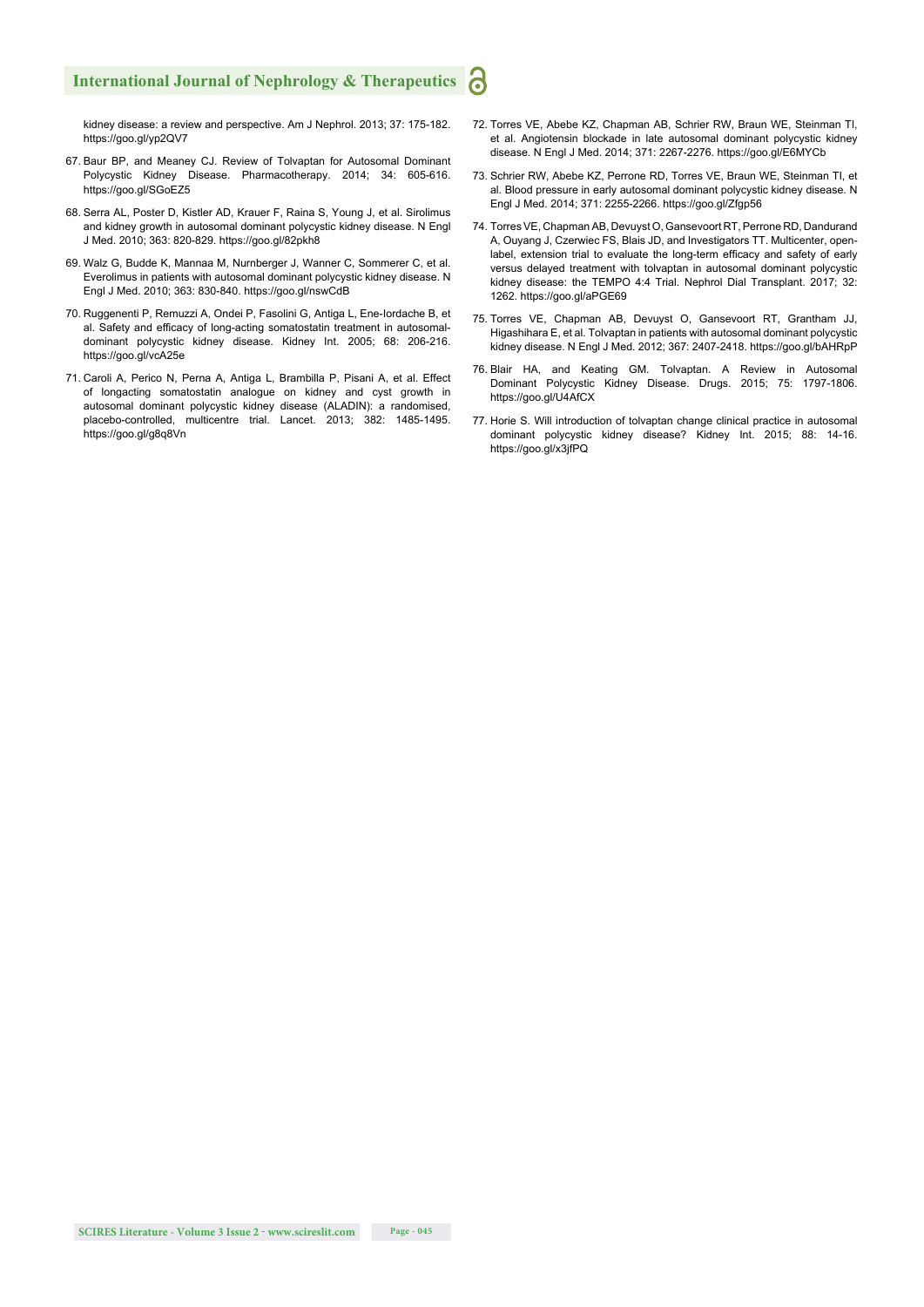kidney disease: a review and perspective. Am J Nephrol. 2013; 37: 175-182. https://goo.gl/yp2QV7

67. Baur BP, and Meaney CJ. Review of Tolvaptan for Autosomal Dominant Polycystic Kidney Disease. Pharmacotherapy. 2014; 34: 605-616. https://goo.gl/SGoEZ5

68. Serra AL, Poster D, Kistler AD, Krauer F, Raina S, Young J, et al. Sirolimus and kidney growth in autosomal dominant polycystic kidney disease. N Engl J Med. 2010; 363: 820-829. https://goo.gl/82pkh8

69. Walz G, Budde K, Mannaa M, Nurnberger J, Wanner C, Sommerer C, et al. Everolimus in patients with autosomal dominant polycystic kidney disease. N Engl J Med. 2010; 363: 830-840. https://goo.gl/nswCdB

70. Ruggenenti P, Remuzzi A, Ondei P, Fasolini G, Antiga L, Ene-Iordache B, et al. Safety and efficacy of long-acting somatostatin treatment in autosomal-dominant polycystic kidney disease. Kidney Int. 2005; 68: 206-216. https://goo.gl/vcA25e

71. Caroli A, Perico N, Perna A, Antiga L, Brambilla P, Pisani A, et al. Effect of longacting somatostatin analogue on kidney and cyst growth in autosomal dominant polycystic kidney disease (ALADIN): a randomised, placebo-controlled, multicentre trial. Lancet. 2013; 382: 1485-1495. https://goo.gl/g8q8Vn

72. Torres VE, Abebe KZ, Chapman AB, Schrier RW, Braun WE, Steinman TI, et al. Angiotensin blockade in late autosomal dominant polycystic kidney disease. N Engl J Med. 2014; 371: 2267-2276. https://goo.gl/E6MYCb

73. Schrier RW, Abebe KZ, Perrone RD, Torres VE, Braun WE, Steinman TI, et al. Blood pressure in early autosomal dominant polycystic kidney disease. N Engl J Med. 2014; 371: 2255-2266. https://goo.gl/Zfgp56

74. Torres VE, Chapman AB, Devuyst O, Gansevoort RT, Perrone RD, Dandurand A, Ouyang J, Czerwiec FS, Blais JD, and Investigators TT. Multicenter, open-label, extension trial to evaluate the long-term efficacy and safety of early versus delayed treatment with tolvaptan in autosomal dominant polycystic kidney disease: the TEMPO 4:4 Trial. Nephrol Dial Transplant. 2017; 32: 1262. https://goo.gl/aPGE69

75. Torres VE, Chapman AB, Devuyst O, Gansevoort RT, Grantham JJ, Higashihara E, et al. Tolvaptan in patients with autosomal dominant polycystic kidney disease. N Engl J Med. 2012; 367: 2407-2418. https://goo.gl/bAHRpP

76. Blair HA, and Keating GM. Tolvaptan. A Review in Autosomal Dominant Polycystic Kidney Disease. Drugs. 2015; 75: 1797-1806. https://goo.gl/U4AfCX

77. Horie S. Will introduction of tolvaptan change clinical practice in autosomal dominant polycystic kidney disease? Kidney Int. 2015; 88: 14-16. https://goo.gl/x3jfPQ